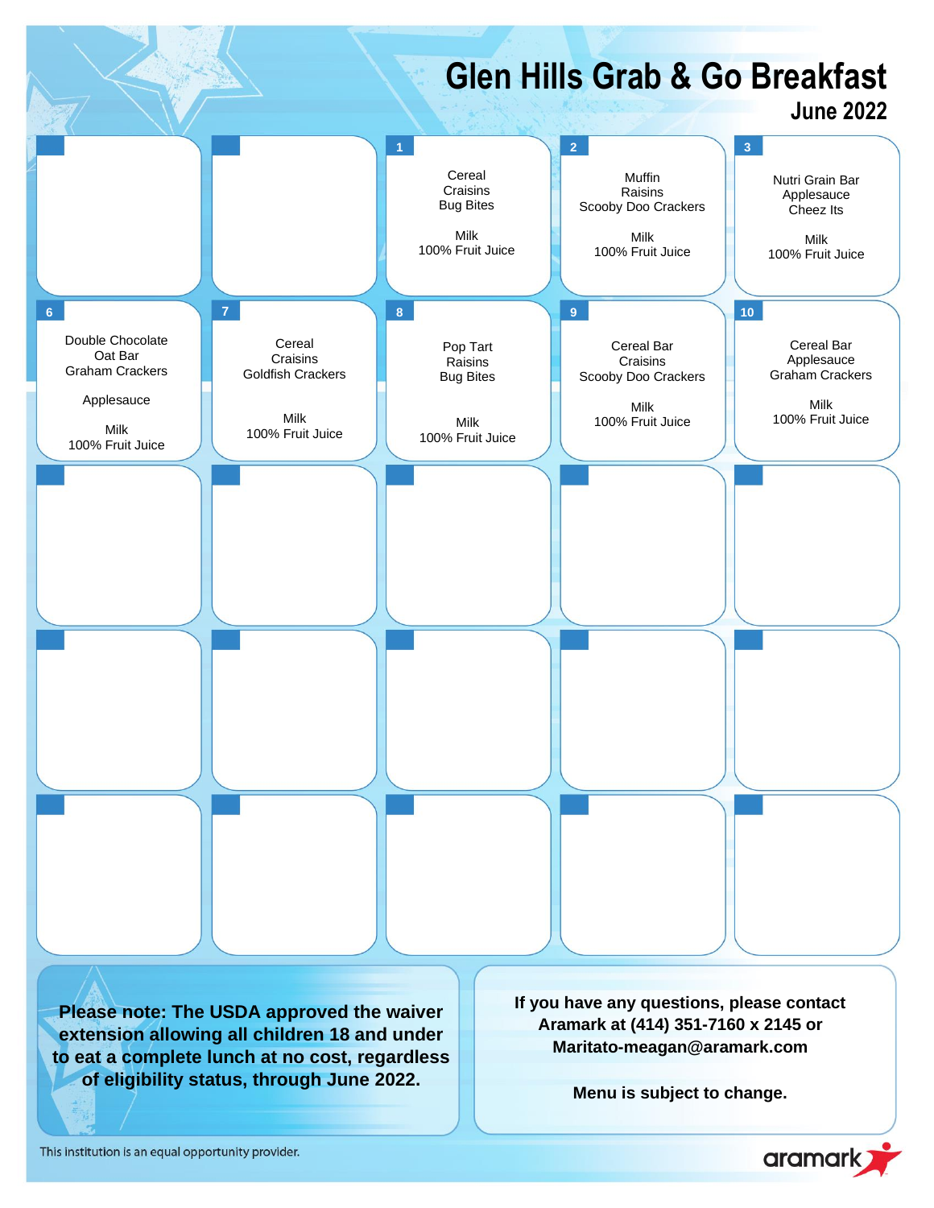# Glen Hills Grab & Go Breakfast

## June 2022

| Monday | Tuesday | Wednesday | Thursday | Friday |
| --- | --- | --- | --- | --- |
| | | **1**<br>Cereal<br>Craisins<br>Bug Bites<br><br>Milk<br>100% Fruit Juice | **2**<br>Muffin<br>Raisins<br>Scooby Doo Crackers<br><br>Milk<br>100% Fruit Juice | **3**<br>Nutri Grain Bar<br>Applesauce<br>Cheez Its<br><br>Milk<br>100% Fruit Juice |
| **6**<br>Double Chocolate Oat Bar<br>Graham Crackers<br><br>Applesauce<br><br>Milk<br>100% Fruit Juice | **7**<br>Cereal<br>Craisins<br>Goldfish Crackers<br><br>Milk<br>100% Fruit Juice | **8**<br>Pop Tart<br>Raisins<br>Bug Bites<br><br>Milk<br>100% Fruit Juice | **9**<br>Cereal Bar<br>Craisins<br>Scooby Doo Crackers<br><br>Milk<br>100% Fruit Juice | **10**<br>Cereal Bar<br>Applesauce<br>Graham Crackers<br><br>Milk<br>100% Fruit Juice |
| | | | | |
| | | | | |
| | | | | |

**Please note: The USDA approved the waiver extension allowing all children 18 and under to eat a complete lunch at no cost, regardless of eligibility status, through June 2022.**

**If you have any questions, please contact Aramark at (414) 351-7160 x 2145 or Maritato-meagan@aramark.com**

**Menu is subject to change.**

This institution is an equal opportunity provider.

aramark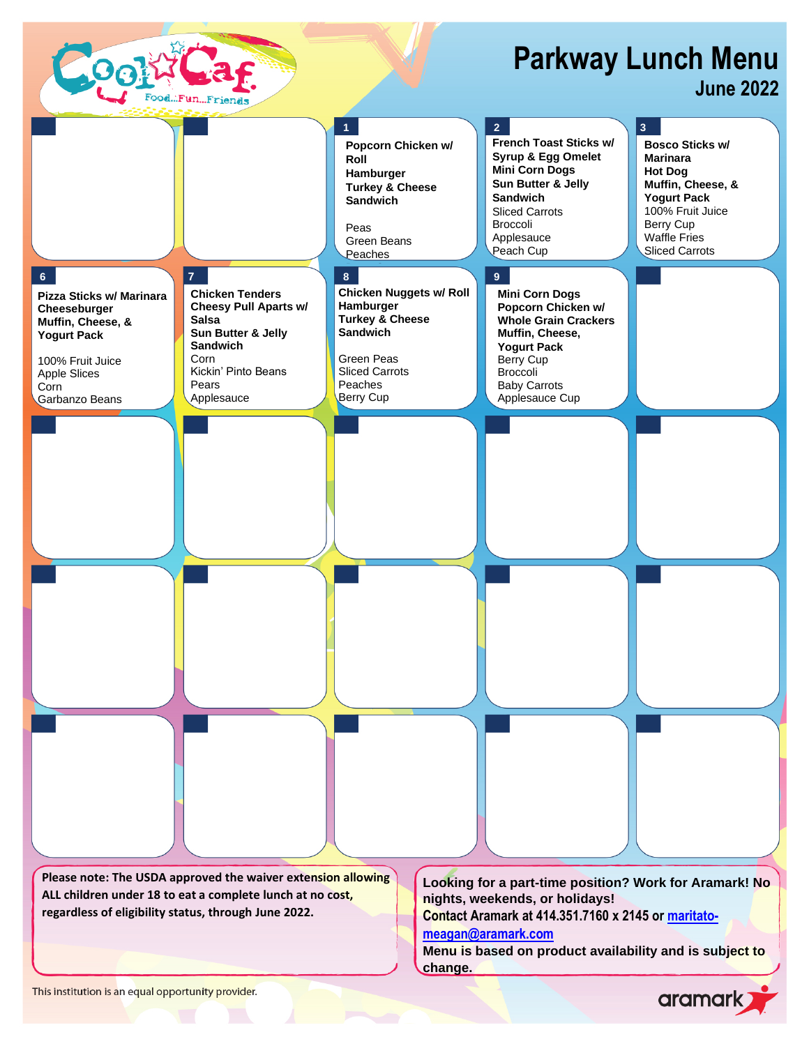# Parkway Lunch Menu

## June 2022

Cool Caf — Food...Fun...Friends

| | | | | |
|---|---|---|---|---|
| | | **1**<br>**Popcorn Chicken w/ Roll**<br>**Hamburger**<br>**Turkey & Cheese Sandwich**<br><br>Peas<br>Green Beans<br>Peaches | **2**<br>**French Toast Sticks w/ Syrup & Egg Omelet**<br>**Mini Corn Dogs**<br>**Sun Butter & Jelly Sandwich**<br>Sliced Carrots<br>Broccoli<br>Applesauce<br>Peach Cup | **3**<br>**Bosco Sticks w/ Marinara**<br>**Hot Dog**<br>**Muffin, Cheese, & Yogurt Pack**<br>100% Fruit Juice<br>Berry Cup<br>Waffle Fries<br>Sliced Carrots |
| **6**<br>**Pizza Sticks w/ Marinara**<br>**Cheeseburger**<br>**Muffin, Cheese, & Yogurt Pack**<br><br>100% Fruit Juice<br>Apple Slices<br>Corn<br>Garbanzo Beans | **7**<br>**Chicken Tenders**<br>**Cheesy Pull Aparts w/ Salsa**<br>**Sun Butter & Jelly Sandwich**<br>Corn<br>Kickin' Pinto Beans<br>Pears<br>Applesauce | **8**<br>**Chicken Nuggets w/ Roll**<br>**Hamburger**<br>**Turkey & Cheese Sandwich**<br><br>Green Peas<br>Sliced Carrots<br>Peaches<br>Berry Cup | **9**<br>**Mini Corn Dogs**<br>**Popcorn Chicken w/ Whole Grain Crackers**<br>**Muffin, Cheese, Yogurt Pack**<br>Berry Cup<br>Broccoli<br>Baby Carrots<br>Applesauce Cup | |
| | | | | |
| | | | | |
| | | | | |

**Please note: The USDA approved the waiver extension allowing ALL children under 18 to eat a complete lunch at no cost, regardless of eligibility status, through June 2022.**

**Looking for a part-time position? Work for Aramark! No nights, weekends, or holidays!**
**Contact Aramark at 414.351.7160 x 2145 or maritato-meagan@aramark.com**
**Menu is based on product availability and is subject to change.**

This institution is an equal opportunity provider.

aramark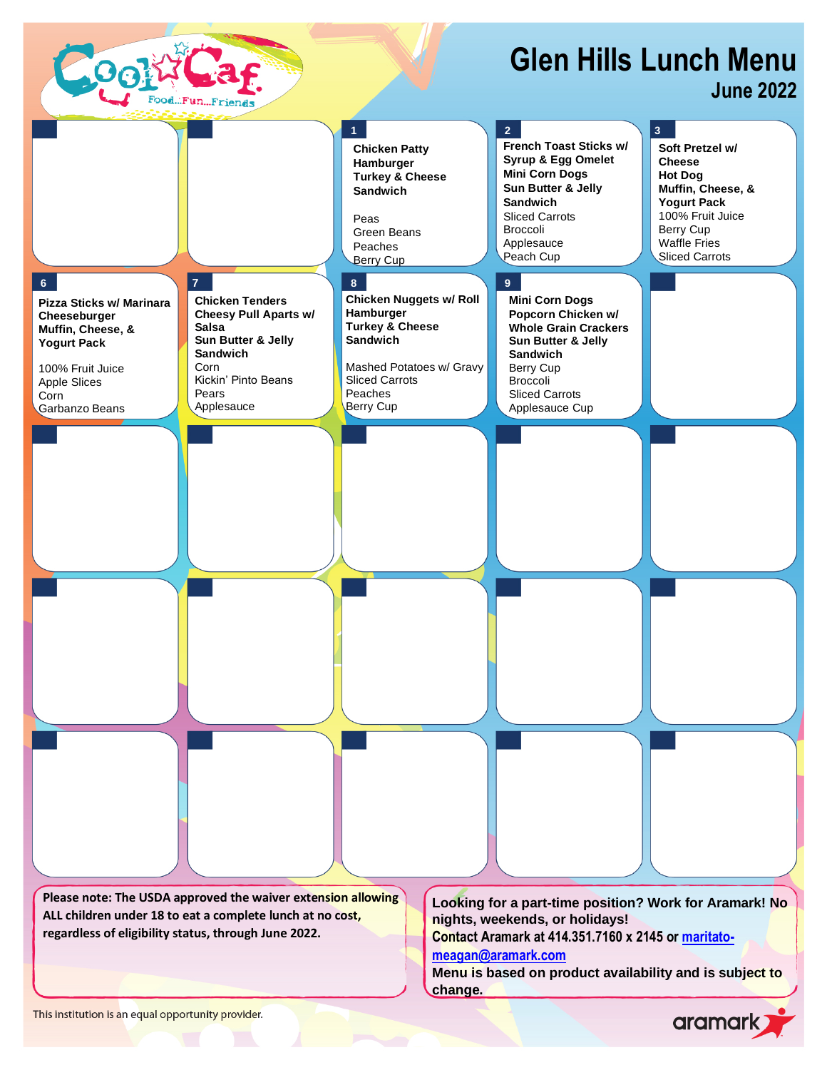# Glen Hills Lunch Menu

## June 2022

| | | | | |
|---|---|---|---|---|
| | | **1**<br>**Chicken Patty**<br>**Hamburger**<br>**Turkey & Cheese Sandwich**<br><br>Peas<br>Green Beans<br>Peaches<br>Berry Cup | **2**<br>**French Toast Sticks w/ Syrup & Egg Omelet**<br>**Mini Corn Dogs**<br>**Sun Butter & Jelly Sandwich**<br>Sliced Carrots<br>Broccoli<br>Applesauce<br>Peach Cup | **3**<br>**Soft Pretzel w/ Cheese**<br>**Hot Dog**<br>**Muffin, Cheese, & Yogurt Pack**<br>100% Fruit Juice<br>Berry Cup<br>Waffle Fries<br>Sliced Carrots |
| **6**<br>**Pizza Sticks w/ Marinara**<br>**Cheeseburger**<br>**Muffin, Cheese, & Yogurt Pack**<br><br>100% Fruit Juice<br>Apple Slices<br>Corn<br>Garbanzo Beans | **7**<br>**Chicken Tenders**<br>**Cheesy Pull Aparts w/ Salsa**<br>**Sun Butter & Jelly Sandwich**<br>Corn<br>Kickin' Pinto Beans<br>Pears<br>Applesauce | **8**<br>**Chicken Nuggets w/ Roll**<br>**Hamburger**<br>**Turkey & Cheese Sandwich**<br><br>Mashed Potatoes w/ Gravy<br>Sliced Carrots<br>Peaches<br>Berry Cup | **9**<br>**Mini Corn Dogs**<br>**Popcorn Chicken w/ Whole Grain Crackers**<br>**Sun Butter & Jelly Sandwich**<br>Berry Cup<br>Broccoli<br>Sliced Carrots<br>Applesauce Cup | |
| | | | | |
| | | | | |
| | | | | |

**Please note: The USDA approved the waiver extension allowing ALL children under 18 to eat a complete lunch at no cost, regardless of eligibility status, through June 2022.**

**Looking for a part-time position? Work for Aramark! No nights, weekends, or holidays!**
**Contact Aramark at 414.351.7160 x 2145 or maritato-meagan@aramark.com**
**Menu is based on product availability and is subject to change.**

This institution is an equal opportunity provider.